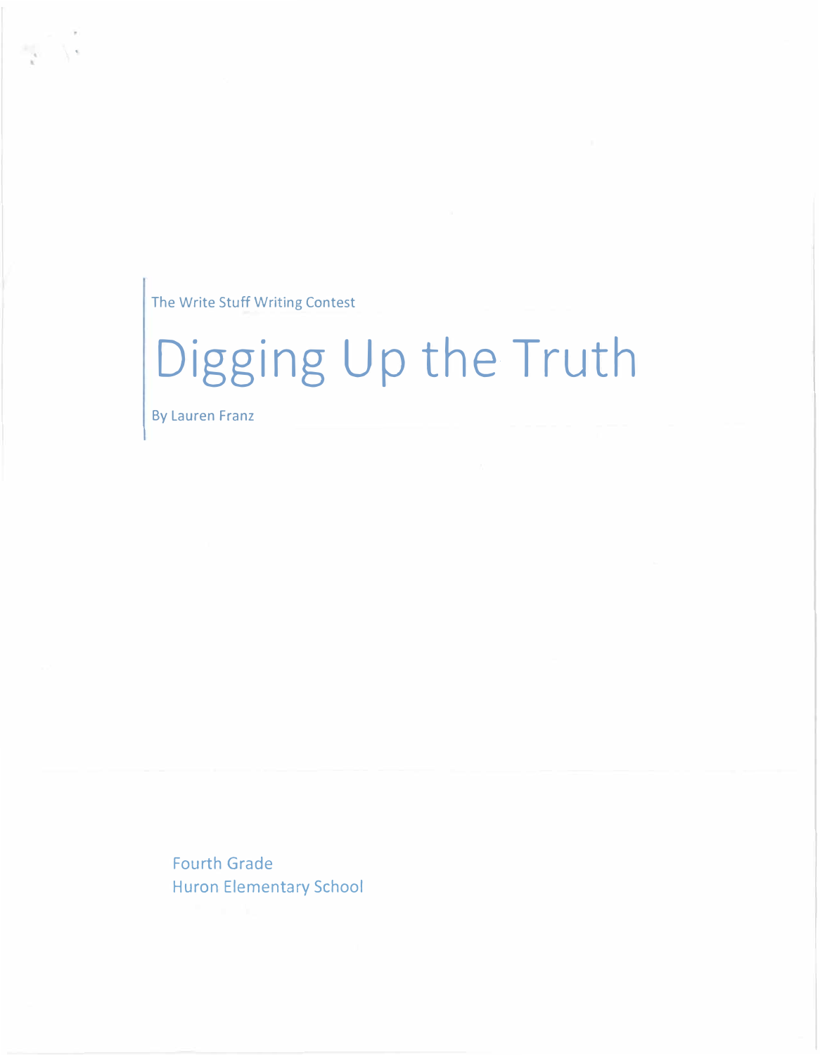The Write Stuff Writing Contest

# Digging Up the Truth

By Lauren Franz

Fourth Grade
Huron Elementary School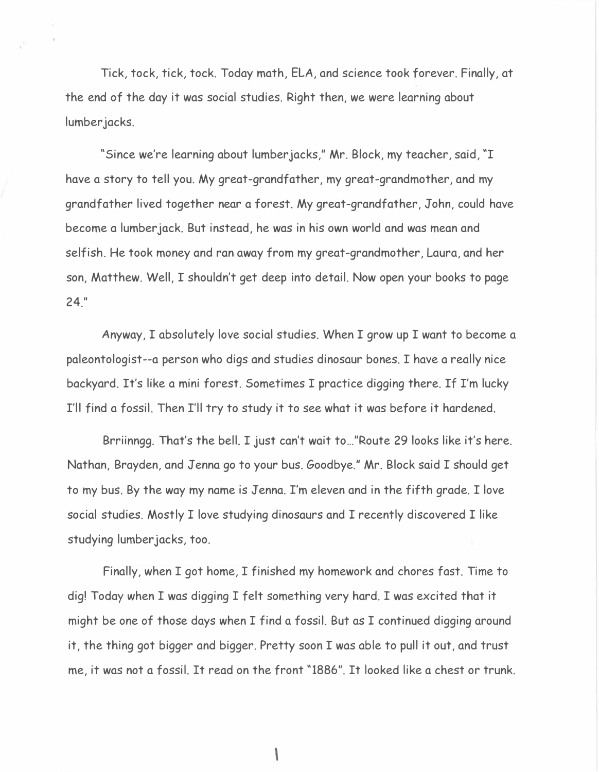Tick, tock, tick, tock. Today math, ELA, and science took forever. Finally, at the end of the day it was social studies. Right then, we were learning about lumberjacks.

"Since we're learning about lumberjacks," Mr. Block, my teacher, said, "I have a story to tell you. My great-grandfather, my great-grandmother, and my grandfather lived together near a forest. My great-grandfather, John, could have become a lumberjack. But instead, he was in his own world and was mean and selfish. He took money and ran away from my great-grandmother, Laura, and her son, Matthew. Well, I shouldn't get deep into detail. Now open your books to page 24."

Anyway, I absolutely love social studies. When I grow up I want to become a paleontologist--a person who digs and studies dinosaur bones. I have a really nice backyard. It's like a mini forest. Sometimes I practice digging there. If I'm lucky I'll find a fossil. Then I'll try to study it to see what it was before it hardened.

Brriinngg. That's the bell. I just can't wait to..."Route 29 looks like it's here. Nathan, Brayden, and Jenna go to your bus. Goodbye." Mr. Block said I should get to my bus. By the way my name is Jenna. I'm eleven and in the fifth grade. I love social studies. Mostly I love studying dinosaurs and I recently discovered I like studying lumberjacks, too.

Finally, when I got home, I finished my homework and chores fast. Time to dig! Today when I was digging I felt something very hard. I was excited that it might be one of those days when I find a fossil. But as I continued digging around it, the thing got bigger and bigger. Pretty soon I was able to pull it out, and trust me, it was not a fossil. It read on the front "1886". It looked like a chest or trunk.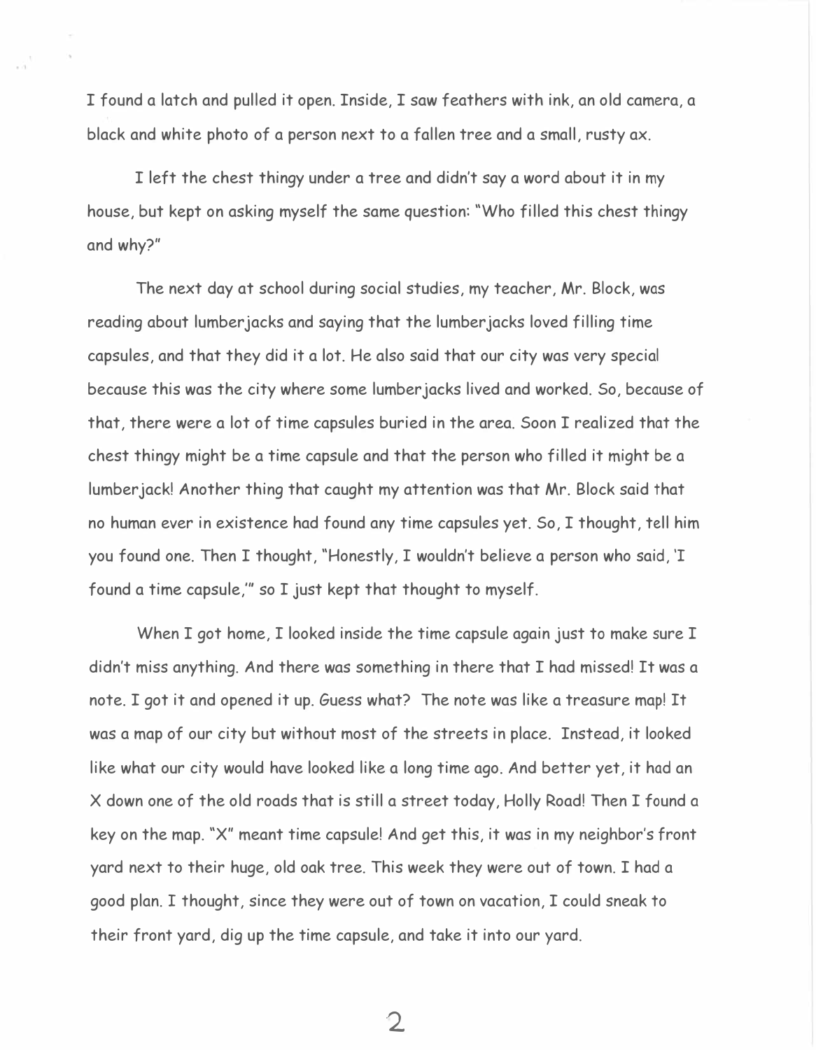I found a latch and pulled it open. Inside, I saw feathers with ink, an old camera, a black and white photo of a person next to a fallen tree and a small, rusty ax.

I left the chest thingy under a tree and didn't say a word about it in my house, but kept on asking myself the same question: "Who filled this chest thingy and why?"

The next day at school during social studies, my teacher, Mr. Block, was reading about lumberjacks and saying that the lumberjacks loved filling time capsules, and that they did it a lot. He also said that our city was very special because this was the city where some lumberjacks lived and worked. So, because of that, there were a lot of time capsules buried in the area. Soon I realized that the chest thingy might be a time capsule and that the person who filled it might be a lumberjack! Another thing that caught my attention was that Mr. Block said that no human ever in existence had found any time capsules yet. So, I thought, tell him you found one. Then I thought, "Honestly, I wouldn't believe a person who said, 'I found a time capsule,'" so I just kept that thought to myself.

When I got home, I looked inside the time capsule again just to make sure I didn't miss anything. And there was something in there that I had missed! It was a note. I got it and opened it up. Guess what? The note was like a treasure map! It was a map of our city but without most of the streets in place. Instead, it looked like what our city would have looked like a long time ago. And better yet, it had an X down one of the old roads that is still a street today, Holly Road! Then I found a key on the map. "X" meant time capsule! And get this, it was in my neighbor's front yard next to their huge, old oak tree. This week they were out of town. I had a good plan. I thought, since they were out of town on vacation, I could sneak to their front yard, dig up the time capsule, and take it into our yard.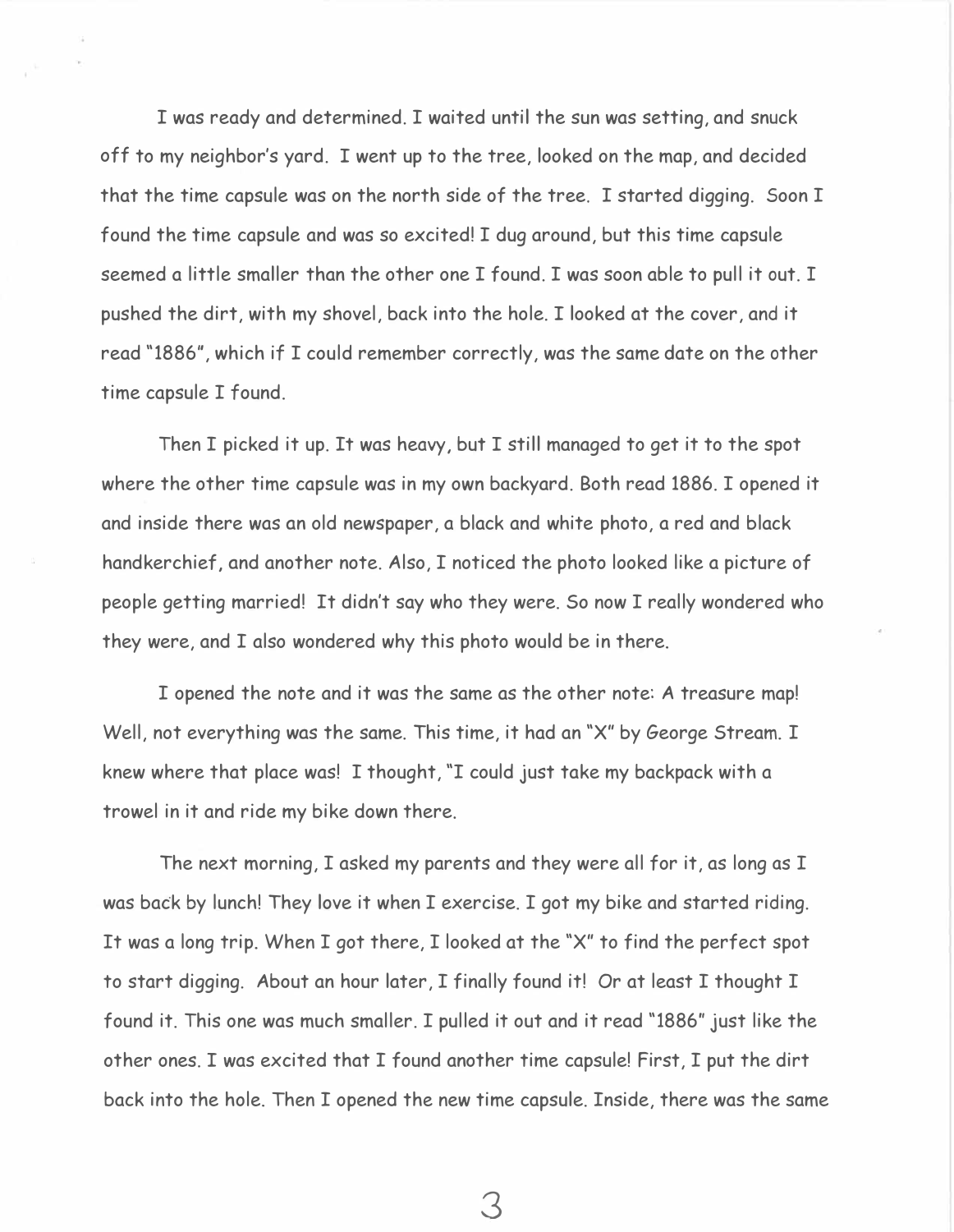I was ready and determined. I waited until the sun was setting, and snuck off to my neighbor's yard. I went up to the tree, looked on the map, and decided that the time capsule was on the north side of the tree. I started digging. Soon I found the time capsule and was so excited! I dug around, but this time capsule seemed a little smaller than the other one I found. I was soon able to pull it out. I pushed the dirt, with my shovel, back into the hole. I looked at the cover, and it read "1886", which if I could remember correctly, was the same date on the other time capsule I found.

Then I picked it up. It was heavy, but I still managed to get it to the spot where the other time capsule was in my own backyard. Both read 1886. I opened it and inside there was an old newspaper, a black and white photo, a red and black handkerchief, and another note. Also, I noticed the photo looked like a picture of people getting married! It didn't say who they were. So now I really wondered who they were, and I also wondered why this photo would be in there.

I opened the note and it was the same as the other note: A treasure map! Well, not everything was the same. This time, it had an "X" by George Stream. I knew where that place was! I thought, "I could just take my backpack with a trowel in it and ride my bike down there.

The next morning, I asked my parents and they were all for it, as long as I was back by lunch! They love it when I exercise. I got my bike and started riding. It was a long trip. When I got there, I looked at the "X" to find the perfect spot to start digging. About an hour later, I finally found it! Or at least I thought I found it. This one was much smaller. I pulled it out and it read "1886" just like the other ones. I was excited that I found another time capsule! First, I put the dirt back into the hole. Then I opened the new time capsule. Inside, there was the same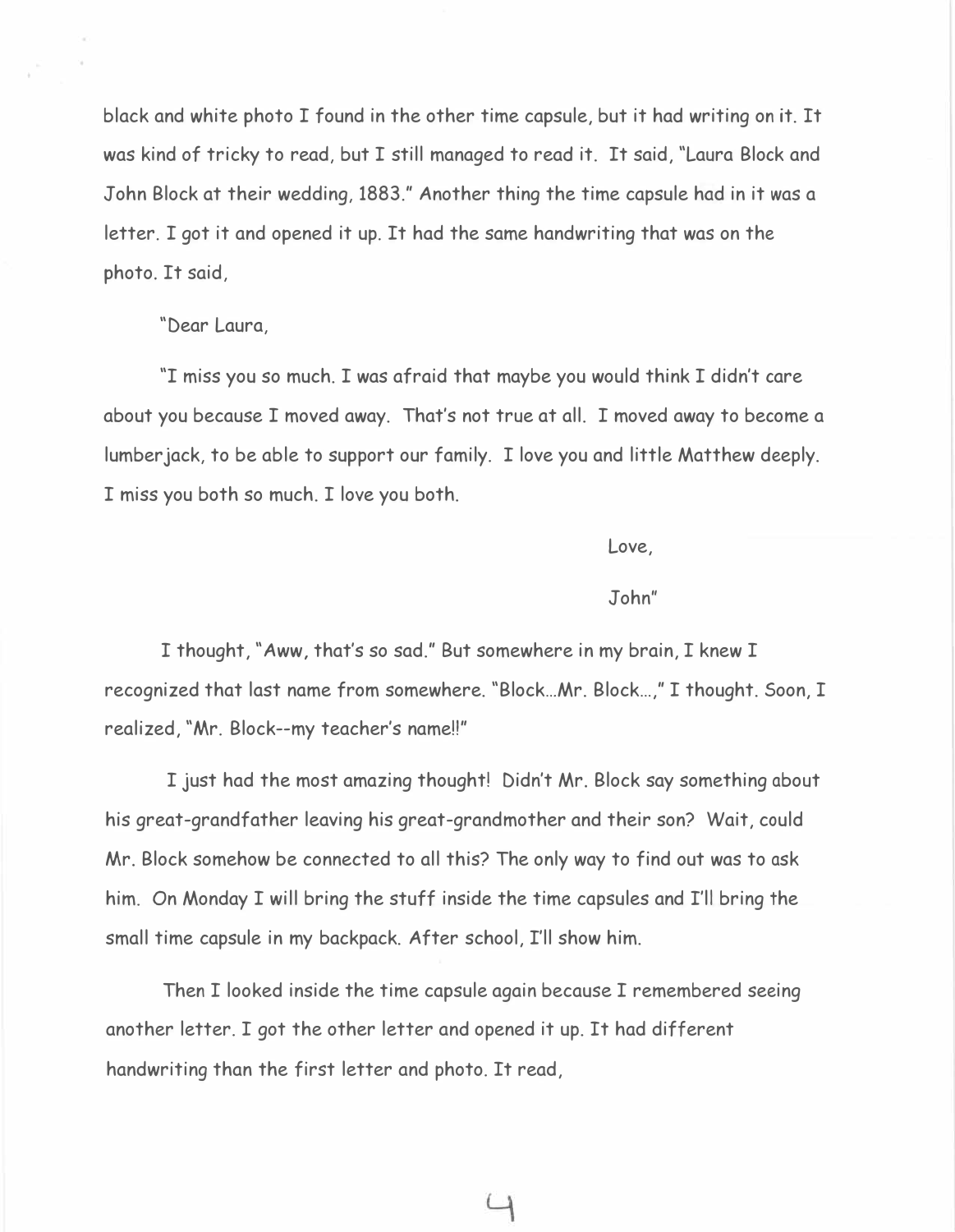black and white photo I found in the other time capsule, but it had writing on it. It was kind of tricky to read, but I still managed to read it. It said, "Laura Block and John Block at their wedding, 1883." Another thing the time capsule had in it was a letter. I got it and opened it up. It had the same handwriting that was on the photo. It said,

"Dear Laura,

"I miss you so much. I was afraid that maybe you would think I didn't care about you because I moved away. That's not true at all. I moved away to become a lumberjack, to be able to support our family. I love you and little Matthew deeply. I miss you both so much. I love you both.

Love,

John"

I thought, "Aww, that's so sad." But somewhere in my brain, I knew I recognized that last name from somewhere. "Block...Mr. Block...," I thought. Soon, I realized, "Mr. Block--my teacher's name!!"

I just had the most amazing thought! Didn't Mr. Block say something about his great-grandfather leaving his great-grandmother and their son? Wait, could Mr. Block somehow be connected to all this? The only way to find out was to ask him. On Monday I will bring the stuff inside the time capsules and I'll bring the small time capsule in my backpack. After school, I'll show him.

Then I looked inside the time capsule again because I remembered seeing another letter. I got the other letter and opened it up. It had different handwriting than the first letter and photo. It read,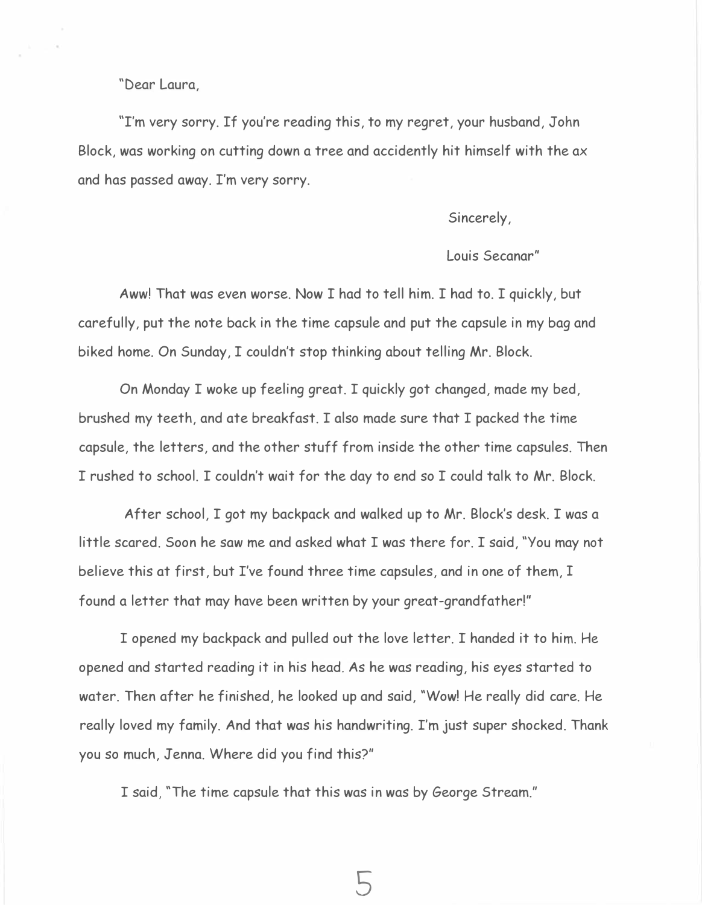"Dear Laura,

"I'm very sorry. If you're reading this, to my regret, your husband, John Block, was working on cutting down a tree and accidently hit himself with the ax and has passed away. I'm very sorry.

Sincerely,

Louis Secanar"

Aww! That was even worse. Now I had to tell him. I had to. I quickly, but carefully, put the note back in the time capsule and put the capsule in my bag and biked home. On Sunday, I couldn't stop thinking about telling Mr. Block.

On Monday I woke up feeling great. I quickly got changed, made my bed, brushed my teeth, and ate breakfast. I also made sure that I packed the time capsule, the letters, and the other stuff from inside the other time capsules. Then I rushed to school. I couldn't wait for the day to end so I could talk to Mr. Block.

After school, I got my backpack and walked up to Mr. Block's desk. I was a little scared. Soon he saw me and asked what I was there for. I said, "You may not believe this at first, but I've found three time capsules, and in one of them, I found a letter that may have been written by your great-grandfather!"

I opened my backpack and pulled out the love letter. I handed it to him. He opened and started reading it in his head. As he was reading, his eyes started to water. Then after he finished, he looked up and said, "Wow! He really did care. He really loved my family. And that was his handwriting. I'm just super shocked. Thank you so much, Jenna. Where did you find this?"

I said, "The time capsule that this was in was by George Stream."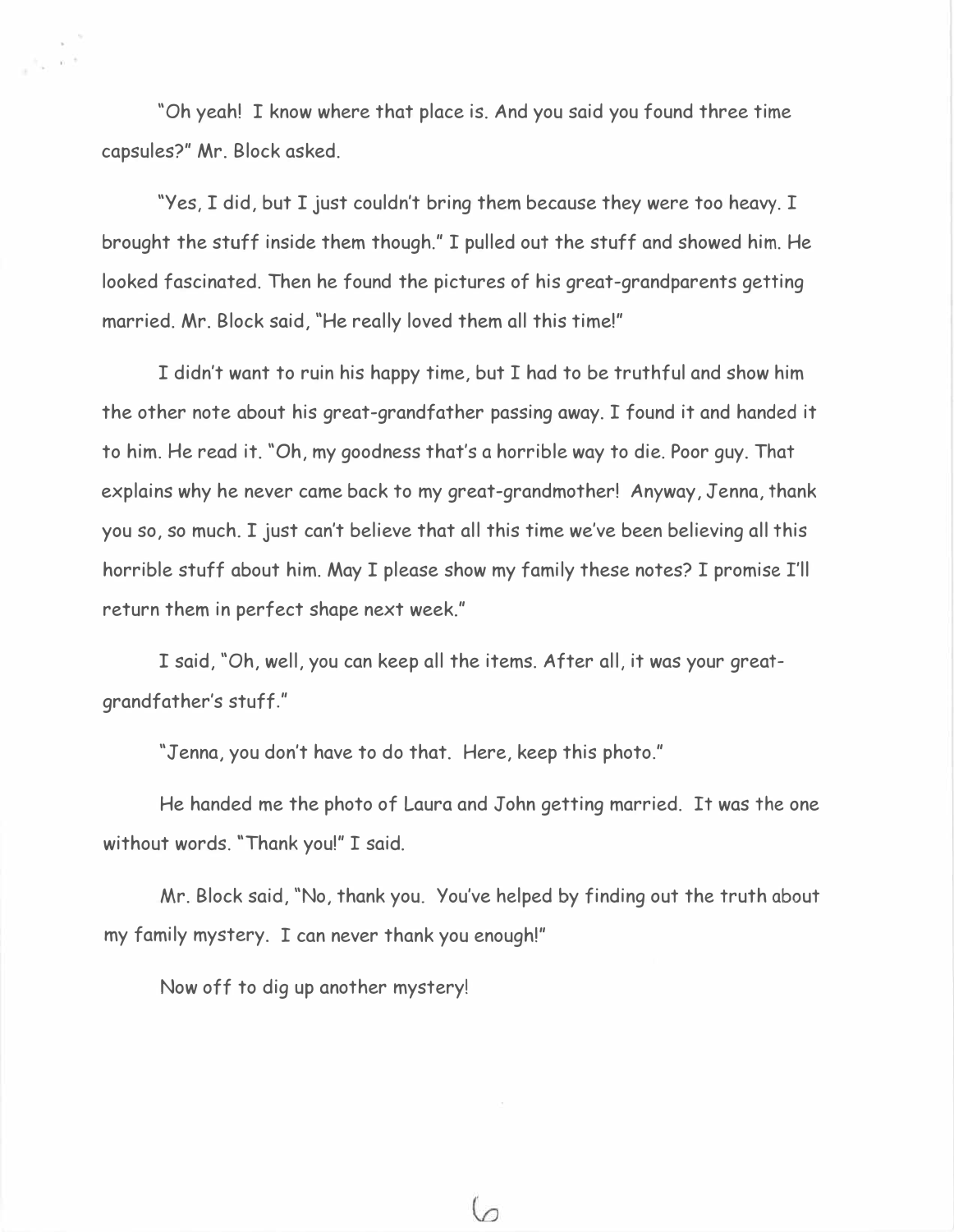"Oh yeah! I know where that place is. And you said you found three time capsules?" Mr. Block asked.

"Yes, I did, but I just couldn't bring them because they were too heavy. I brought the stuff inside them though." I pulled out the stuff and showed him. He looked fascinated. Then he found the pictures of his great-grandparents getting married. Mr. Block said, "He really loved them all this time!"

I didn't want to ruin his happy time, but I had to be truthful and show him the other note about his great-grandfather passing away. I found it and handed it to him. He read it. "Oh, my goodness that's a horrible way to die. Poor guy. That explains why he never came back to my great-grandmother! Anyway, Jenna, thank you so, so much. I just can't believe that all this time we've been believing all this horrible stuff about him. May I please show my family these notes? I promise I'll return them in perfect shape next week."

I said, "Oh, well, you can keep all the items. After all, it was your great-grandfather's stuff."

"Jenna, you don't have to do that. Here, keep this photo."

He handed me the photo of Laura and John getting married. It was the one without words. "Thank you!" I said.

Mr. Block said, "No, thank you. You've helped by finding out the truth about my family mystery. I can never thank you enough!"

Now off to dig up another mystery!